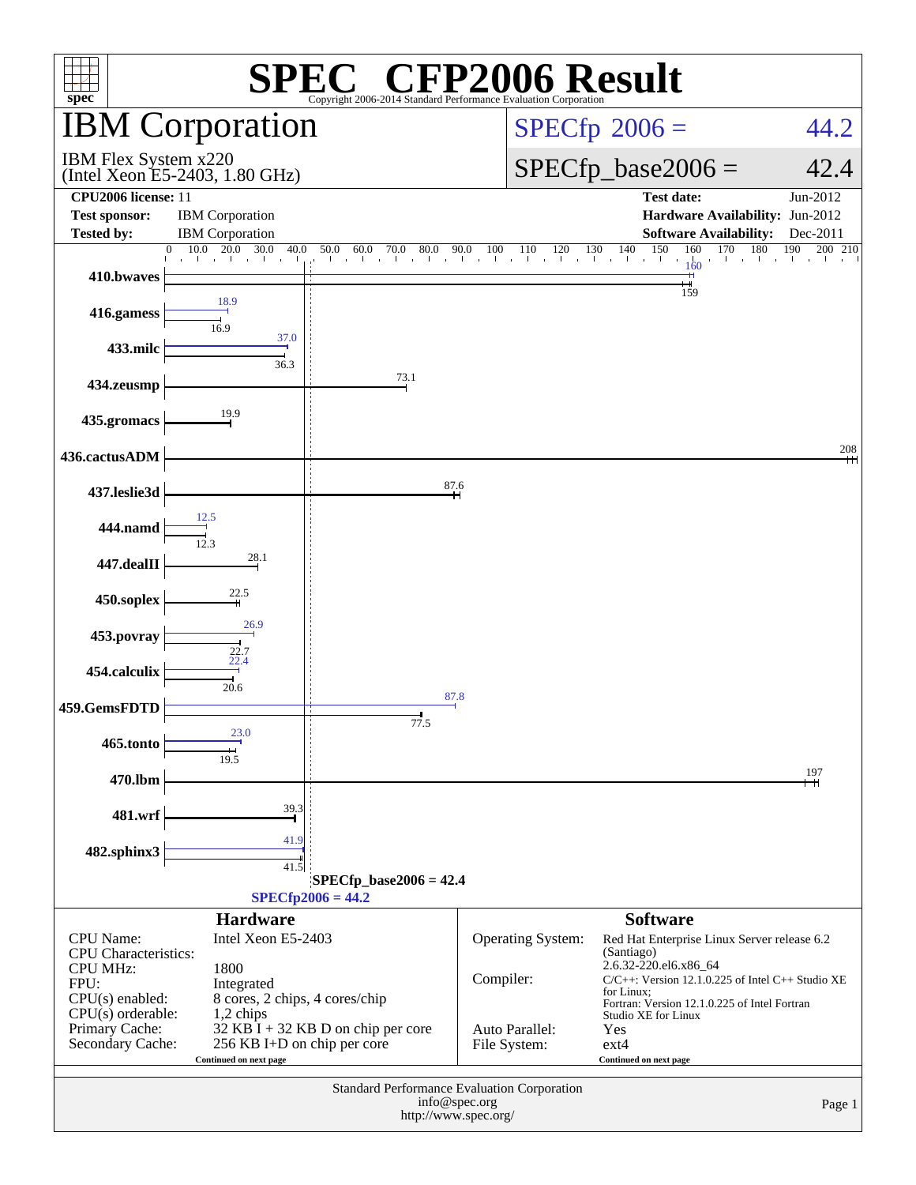# SPEC CFP2006 Result

Copyright 2006-2014 Standard Performance Evaluation Corporation

## IBM Corporation

IBM Flex System x220
(Intel Xeon E5-2403, 1.80 GHz)

SPECfp 2006 = 44.2

SPECfp_base2006 = 42.4

| | | | |
|---|---|---|---|
| **CPU2006 license:** 11 | | **Test date:** | Jun-2012 |
| **Test sponsor:** | IBM Corporation | **Hardware Availability:** | Jun-2012 |
| **Tested by:** | IBM Corporation | **Software Availability:** | Dec-2011 |

| Benchmark | Peak | Base |
|---|---|---|
| 410.bwaves | 160 | 159 |
| 416.gamess | 18.9 | 16.9 |
| 433.milc | 37.0 | 36.3 |
| 434.zeusmp | | 73.1 |
| 435.gromacs | | 19.9 |
| 436.cactusADM | | 208 |
| 437.leslie3d | | 87.6 |
| 444.namd | 12.5 | 12.3 |
| 447.dealII | | 28.1 |
| 450.soplex | | 22.5 |
| 453.povray | 26.9 | 22.7 |
| 454.calculix | 22.4 | 20.6 |
| 459.GemsFDTD | 87.8 | 77.5 |
| 465.tonto | 23.0 | 19.5 |
| 470.lbm | | 197 |
| 481.wrf | | 39.3 |
| 482.sphinx3 | 41.9 | 41.5 |

SPECfp_base2006 = 42.4

SPECfp2006 = 44.2

## Hardware

| | |
|---|---|
| CPU Name: | Intel Xeon E5-2403 |
| CPU Characteristics: | |
| CPU MHz: | 1800 |
| FPU: | Integrated |
| CPU(s) enabled: | 8 cores, 2 chips, 4 cores/chip |
| CPU(s) orderable: | 1,2 chips |
| Primary Cache: | 32 KB I + 32 KB D on chip per core |
| Secondary Cache: | 256 KB I+D on chip per core |

Continued on next page

## Software

| | |
|---|---|
| Operating System: | Red Hat Enterprise Linux Server release 6.2 (Santiago) 2.6.32-220.el6.x86_64 |
| Compiler: | C/C++: Version 12.1.0.225 of Intel C++ Studio XE for Linux; Fortran: Version 12.1.0.225 of Intel Fortran Studio XE for Linux |
| Auto Parallel: | Yes |
| File System: | ext4 |

Continued on next page

Standard Performance Evaluation Corporation
info@spec.org
http://www.spec.org/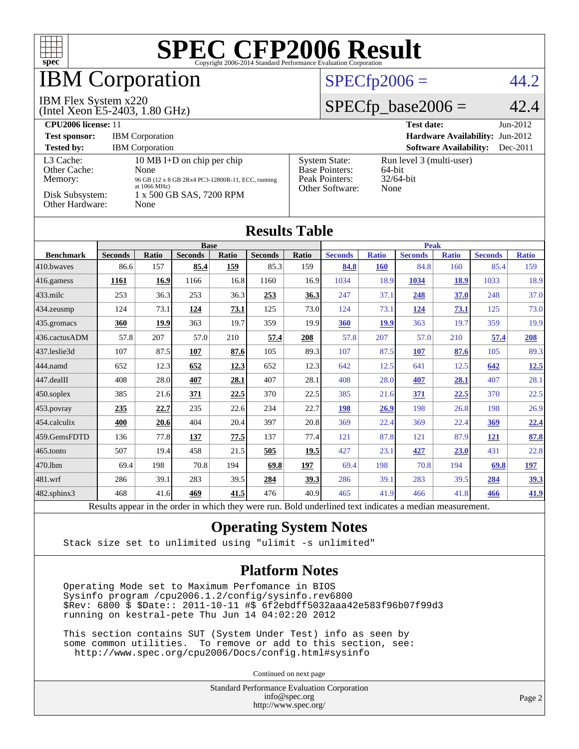# SPEC CFP2006 Result

Copyright 2006-2014 Standard Performance Evaluation Corporation

# IBM Corporation

IBM Flex System x220
(Intel Xeon E5-2403, 1.80 GHz)

SPECfp2006 = 44.2

SPECfp_base2006 = 42.4

| | | | |
|---|---|---|---|
| **CPU2006 license:** 11 | | **Test date:** | Jun-2012 |
| **Test sponsor:** | IBM Corporation | **Hardware Availability:** | Jun-2012 |
| **Tested by:** | IBM Corporation | **Software Availability:** | Dec-2011 |

| | | | |
|---|---|---|---|
| L3 Cache: | 10 MB I+D on chip per chip | System State: | Run level 3 (multi-user) |
| Other Cache: | None | Base Pointers: | 64-bit |
| Memory: | 96 GB (12 x 8 GB 2Rx4 PC3-12800R-11, ECC, running at 1066 MHz) | Peak Pointers: | 32/64-bit |
| Disk Subsystem: | 1 x 500 GB SAS, 7200 RPM | Other Software: | None |
| Other Hardware: | None | | |

## Results Table

| Benchmark | Base | | | | | | Peak | | | | | |
|---|---|---|---|---|---|---|---|---|---|---|---|---|
| | Seconds | Ratio | Seconds | Ratio | Seconds | Ratio | Seconds | Ratio | Seconds | Ratio | Seconds | Ratio |
| 410.bwaves | 86.6 | 157 | **85.4** | **159** | 85.3 | 159 | **84.8** | **160** | 84.8 | 160 | 85.4 | 159 |
| 416.gamess | **1161** | **16.9** | 1166 | 16.8 | 1160 | 16.9 | 1034 | 18.9 | **1034** | **18.9** | 1033 | 18.9 |
| 433.milc | 253 | 36.3 | 253 | 36.3 | **253** | **36.3** | 247 | 37.1 | **248** | **37.0** | 248 | 37.0 |
| 434.zeusmp | 124 | 73.1 | **124** | **73.1** | 125 | 73.0 | 124 | 73.1 | **124** | **73.1** | 125 | 73.0 |
| 435.gromacs | **360** | **19.9** | 363 | 19.7 | 359 | 19.9 | **360** | **19.9** | 363 | 19.7 | 359 | 19.9 |
| 436.cactusADM | 57.8 | 207 | 57.0 | 210 | **57.4** | **208** | 57.8 | 207 | 57.0 | 210 | **57.4** | **208** |
| 437.leslie3d | 107 | 87.5 | **107** | **87.6** | 105 | 89.3 | 107 | 87.5 | **107** | **87.6** | 105 | 89.3 |
| 444.namd | 652 | 12.3 | **652** | **12.3** | 652 | 12.3 | 642 | 12.5 | 641 | 12.5 | **642** | **12.5** |
| 447.dealII | 408 | 28.0 | **407** | **28.1** | 407 | 28.1 | 408 | 28.0 | **407** | **28.1** | 407 | 28.1 |
| 450.soplex | 385 | 21.6 | **371** | **22.5** | 370 | 22.5 | 385 | 21.6 | **371** | **22.5** | 370 | 22.5 |
| 453.povray | **235** | **22.7** | 235 | 22.6 | 234 | 22.7 | **198** | **26.9** | 198 | 26.8 | 198 | 26.9 |
| 454.calculix | **400** | **20.6** | 404 | 20.4 | 397 | 20.8 | 369 | 22.4 | 369 | 22.4 | **369** | **22.4** |
| 459.GemsFDTD | 136 | 77.8 | **137** | **77.5** | 137 | 77.4 | 121 | 87.8 | 121 | 87.9 | **121** | **87.8** |
| 465.tonto | 507 | 19.4 | 458 | 21.5 | **505** | **19.5** | 427 | 23.1 | **427** | **23.0** | 431 | 22.8 |
| 470.lbm | 69.4 | 198 | 70.8 | 194 | **69.8** | **197** | 69.4 | 198 | 70.8 | 194 | **69.8** | **197** |
| 481.wrf | 286 | 39.1 | 283 | 39.5 | **284** | **39.3** | 286 | 39.1 | 283 | 39.5 | **284** | **39.3** |
| 482.sphinx3 | 468 | 41.6 | **469** | **41.5** | 476 | 40.9 | 465 | 41.9 | 466 | 41.8 | **466** | **41.9** |

Results appear in the order in which they were run. Bold underlined text indicates a median measurement.

## Operating System Notes

```
Stack size set to unlimited using "ulimit -s unlimited"
```

## Platform Notes

```
Operating Mode set to Maximum Perfomance in BIOS
Sysinfo program /cpu2006.1.2/config/sysinfo.rev6800
$Rev: 6800 $ $Date:: 2011-10-11 #$ 6f2ebdff5032aaa42e583f96b07f99d3
running on kestral-pete Thu Jun 14 04:02:20 2012

This section contains SUT (System Under Test) info as seen by
some common utilities.  To remove or add to this section, see:
  http://www.spec.org/cpu2006/Docs/config.html#sysinfo
```

Continued on next page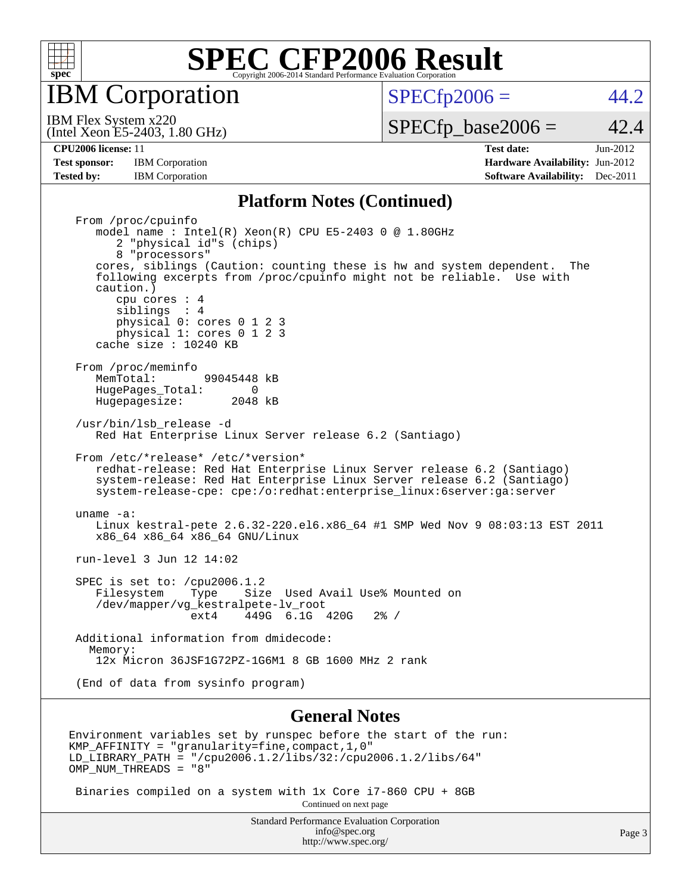# SPEC CFP2006 Result

Copyright 2006-2014 Standard Performance Evaluation Corporation

## IBM Corporation

IBM Flex System x220
(Intel Xeon E5-2403, 1.80 GHz)

SPECfp2006 = 44.2

SPECfp_base2006 = 42.4

| | | | |
|---|---|---|---|
| **CPU2006 license:** 11 | | **Test date:** | Jun-2012 |
| **Test sponsor:** | IBM Corporation | **Hardware Availability:** | Jun-2012 |
| **Tested by:** | IBM Corporation | **Software Availability:** | Dec-2011 |

## Platform Notes (Continued)

```
From /proc/cpuinfo
   model name : Intel(R) Xeon(R) CPU E5-2403 0 @ 1.80GHz
      2 "physical id"s (chips)
      8 "processors"
   cores, siblings (Caution: counting these is hw and system dependent.  The
   following excerpts from /proc/cpuinfo might not be reliable.  Use with
   caution.)
      cpu cores : 4
      siblings  : 4
      physical 0: cores 0 1 2 3
      physical 1: cores 0 1 2 3
   cache size : 10240 KB

From /proc/meminfo
   MemTotal:       99045448 kB
   HugePages_Total:       0
   Hugepagesize:       2048 kB

/usr/bin/lsb_release -d
   Red Hat Enterprise Linux Server release 6.2 (Santiago)

From /etc/*release* /etc/*version*
   redhat-release: Red Hat Enterprise Linux Server release 6.2 (Santiago)
   system-release: Red Hat Enterprise Linux Server release 6.2 (Santiago)
   system-release-cpe: cpe:/o:redhat:enterprise_linux:6server:ga:server

uname -a:
   Linux kestral-pete 2.6.32-220.el6.x86_64 #1 SMP Wed Nov 9 08:03:13 EST 2011
   x86_64 x86_64 x86_64 GNU/Linux

run-level 3 Jun 12 14:02

SPEC is set to: /cpu2006.1.2
   Filesystem    Type    Size  Used Avail Use% Mounted on
   /dev/mapper/vg_kestralpete-lv_root
                 ext4    449G  6.1G  420G   2% /

Additional information from dmidecode:
  Memory:
   12x Micron 36JSF1G72PZ-1G6M1 8 GB 1600 MHz 2 rank

(End of data from sysinfo program)
```

## General Notes

```
Environment variables set by runspec before the start of the run:
KMP_AFFINITY = "granularity=fine,compact,1,0"
LD_LIBRARY_PATH = "/cpu2006.1.2/libs/32:/cpu2006.1.2/libs/64"
OMP_NUM_THREADS = "8"

 Binaries compiled on a system with 1x Core i7-860 CPU + 8GB
```

Continued on next page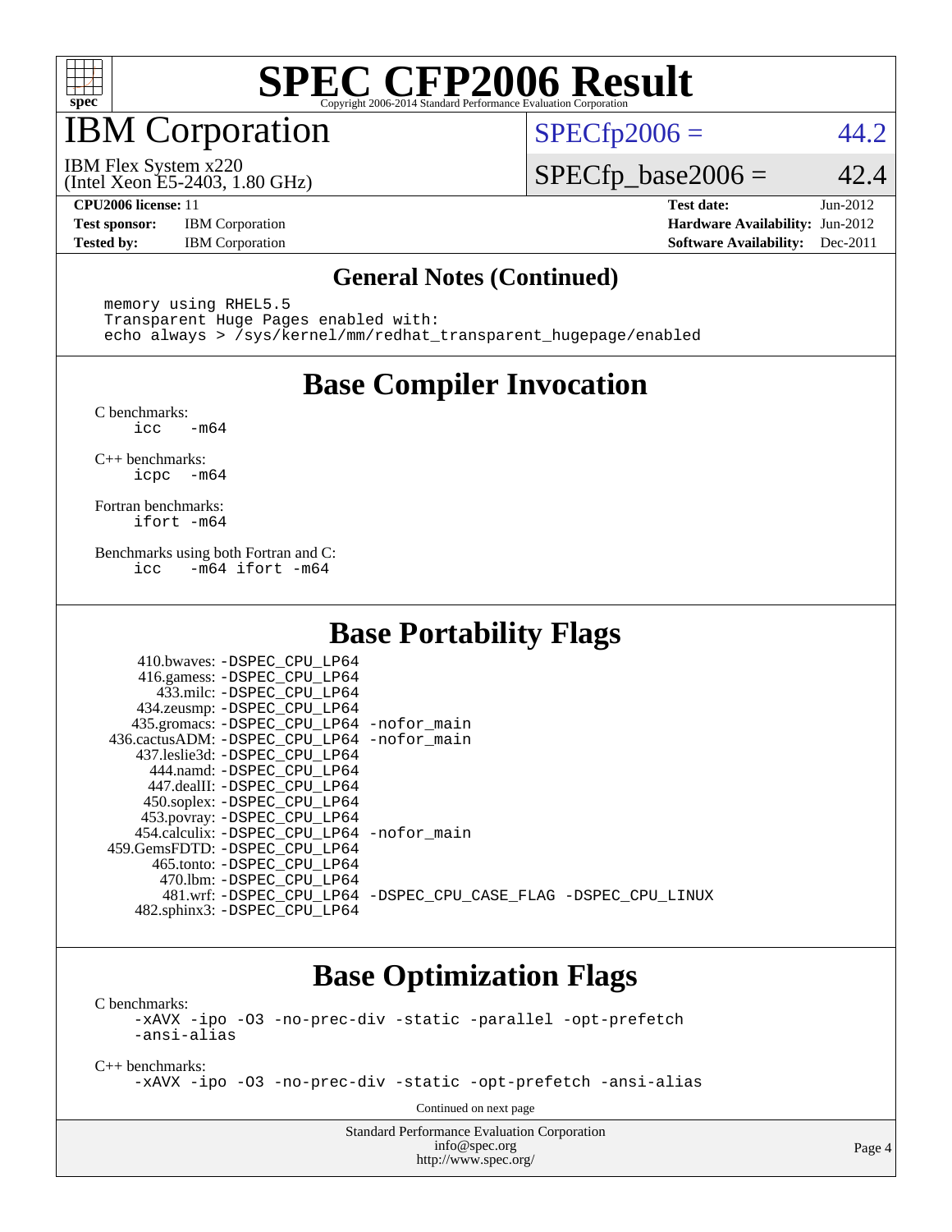# IBM Corporation

IBM Flex System x220
(Intel Xeon E5-2403, 1.80 GHz)

SPECfp2006 = 44.2

SPECfp_base2006 = 42.4

**CPU2006 license:** 11
**Test sponsor:** IBM Corporation
**Tested by:** IBM Corporation

**Test date:** Jun-2012
**Hardware Availability:** Jun-2012
**Software Availability:** Dec-2011

### General Notes (Continued)

```
memory using RHEL5.5
Transparent Huge Pages enabled with:
echo always > /sys/kernel/mm/redhat_transparent_hugepage/enabled
```

## Base Compiler Invocation

C benchmarks:
```
icc   -m64
```

C++ benchmarks:
```
icpc  -m64
```

Fortran benchmarks:
```
ifort -m64
```

Benchmarks using both Fortran and C:
```
icc   -m64 ifort -m64
```

## Base Portability Flags

```
     410.bwaves: -DSPEC_CPU_LP64
     416.gamess: -DSPEC_CPU_LP64
       433.milc: -DSPEC_CPU_LP64
     434.zeusmp: -DSPEC_CPU_LP64
    435.gromacs: -DSPEC_CPU_LP64 -nofor_main
 436.cactusADM: -DSPEC_CPU_LP64 -nofor_main
    437.leslie3d: -DSPEC_CPU_LP64
      444.namd: -DSPEC_CPU_LP64
     447.dealII: -DSPEC_CPU_LP64
    450.soplex: -DSPEC_CPU_LP64
    453.povray: -DSPEC_CPU_LP64
   454.calculix: -DSPEC_CPU_LP64 -nofor_main
  459.GemsFDTD: -DSPEC_CPU_LP64
     465.tonto: -DSPEC_CPU_LP64
       470.lbm: -DSPEC_CPU_LP64
       481.wrf: -DSPEC_CPU_LP64 -DSPEC_CPU_CASE_FLAG -DSPEC_CPU_LINUX
   482.sphinx3: -DSPEC_CPU_LP64
```

## Base Optimization Flags

C benchmarks:
```
-xAVX -ipo -O3 -no-prec-div -static -parallel -opt-prefetch
-ansi-alias
```

C++ benchmarks:
```
-xAVX -ipo -O3 -no-prec-div -static -opt-prefetch -ansi-alias
```

Continued on next page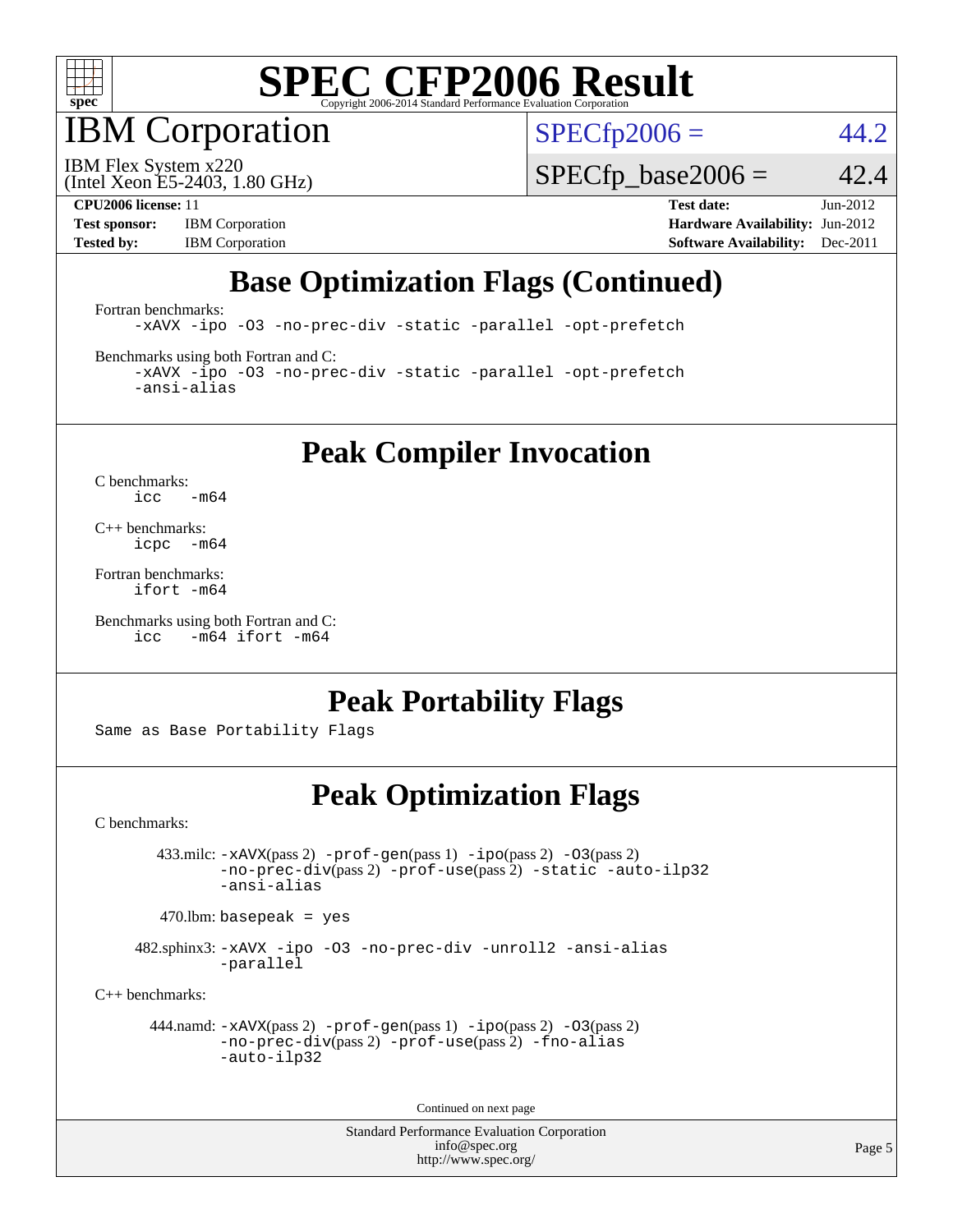# SPEC CFP2006 Result

Copyright 2006-2014 Standard Performance Evaluation Corporation

## IBM Corporation

IBM Flex System x220
(Intel Xeon E5-2403, 1.80 GHz)

SPECfp2006 = 44.2

SPECfp_base2006 = 42.4

| | | | |
|---|---|---|---|
| **CPU2006 license:** 11 | | **Test date:** | Jun-2012 |
| **Test sponsor:** | IBM Corporation | **Hardware Availability:** | Jun-2012 |
| **Tested by:** | IBM Corporation | **Software Availability:** | Dec-2011 |

## Base Optimization Flags (Continued)

Fortran benchmarks:

```
-xAVX -ipo -O3 -no-prec-div -static -parallel -opt-prefetch
```

Benchmarks using both Fortran and C:

```
-xAVX -ipo -O3 -no-prec-div -static -parallel -opt-prefetch
-ansi-alias
```

## Peak Compiler Invocation

C benchmarks:

```
icc   -m64
```

C++ benchmarks:

```
icpc  -m64
```

Fortran benchmarks:

```
ifort -m64
```

Benchmarks using both Fortran and C:

```
icc   -m64 ifort -m64
```

## Peak Portability Flags

Same as Base Portability Flags

## Peak Optimization Flags

C benchmarks:

433.milc: -xAVX(pass 2) -prof-gen(pass 1) -ipo(pass 2) -O3(pass 2) -no-prec-div(pass 2) -prof-use(pass 2) -static -auto-ilp32 -ansi-alias

470.lbm: basepeak = yes

482.sphinx3: -xAVX -ipo -O3 -no-prec-div -unroll2 -ansi-alias -parallel

C++ benchmarks:

444.namd: -xAVX(pass 2) -prof-gen(pass 1) -ipo(pass 2) -O3(pass 2) -no-prec-div(pass 2) -prof-use(pass 2) -fno-alias -auto-ilp32

Continued on next page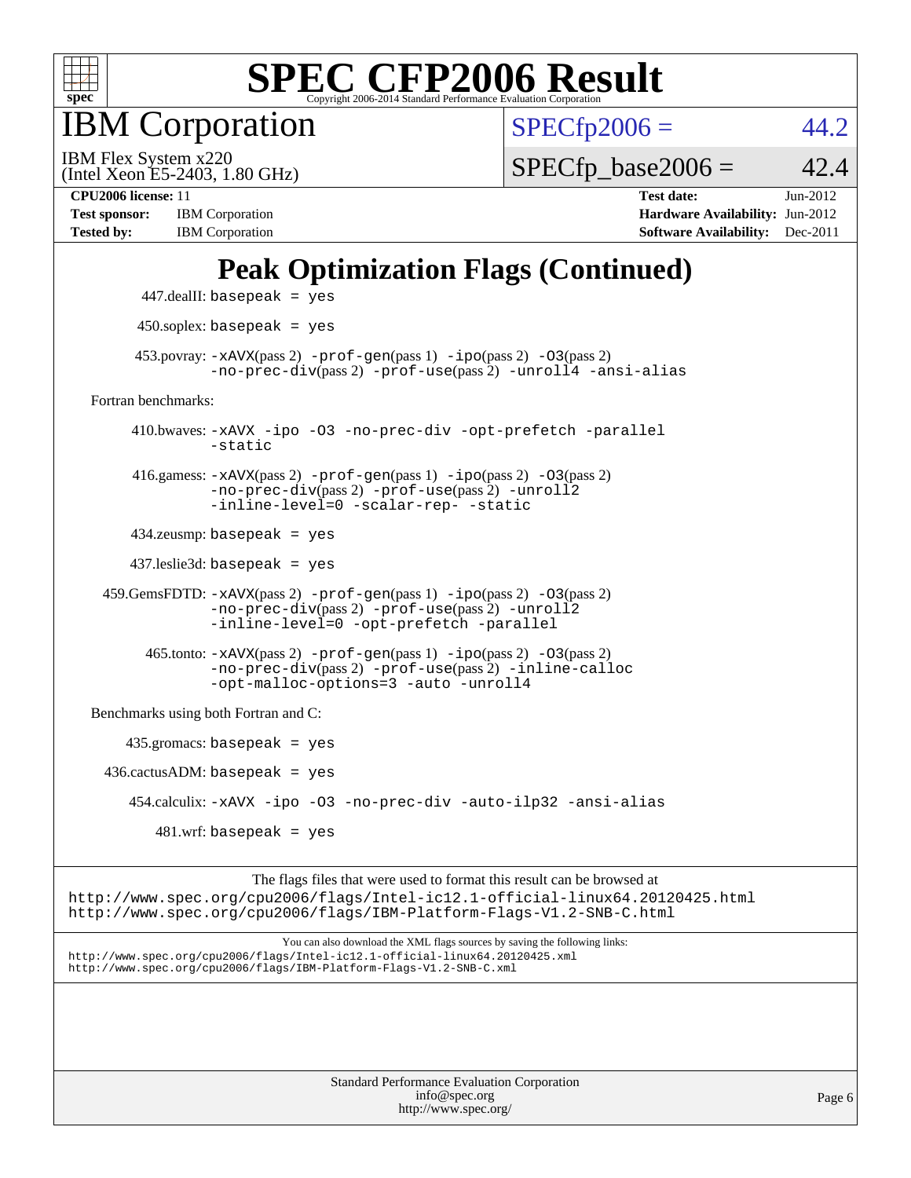# SPEC CFP2006 Result

Copyright 2006-2014 Standard Performance Evaluation Corporation

## IBM Corporation

IBM Flex System x220
(Intel Xeon E5-2403, 1.80 GHz)

SPECfp2006 = 44.2

SPECfp_base2006 = 42.4

| | | | |
|---|---|---|---|
| **CPU2006 license:** 11 | | **Test date:** | Jun-2012 |
| **Test sponsor:** | IBM Corporation | **Hardware Availability:** | Jun-2012 |
| **Tested by:** | IBM Corporation | **Software Availability:** | Dec-2011 |

## Peak Optimization Flags (Continued)

447.dealII: basepeak = yes

450.soplex: basepeak = yes

453.povray: -xAVX(pass 2) -prof-gen(pass 1) -ipo(pass 2) -O3(pass 2) -no-prec-div(pass 2) -prof-use(pass 2) -unroll4 -ansi-alias

Fortran benchmarks:

410.bwaves: -xAVX -ipo -O3 -no-prec-div -opt-prefetch -parallel -static

416.gamess: -xAVX(pass 2) -prof-gen(pass 1) -ipo(pass 2) -O3(pass 2) -no-prec-div(pass 2) -prof-use(pass 2) -unroll2 -inline-level=0 -scalar-rep- -static

434.zeusmp: basepeak = yes

437.leslie3d: basepeak = yes

459.GemsFDTD: -xAVX(pass 2) -prof-gen(pass 1) -ipo(pass 2) -O3(pass 2) -no-prec-div(pass 2) -prof-use(pass 2) -unroll2 -inline-level=0 -opt-prefetch -parallel

465.tonto: -xAVX(pass 2) -prof-gen(pass 1) -ipo(pass 2) -O3(pass 2) -no-prec-div(pass 2) -prof-use(pass 2) -inline-calloc -opt-malloc-options=3 -auto -unroll4

Benchmarks using both Fortran and C:

435.gromacs: basepeak = yes

436.cactusADM: basepeak = yes

454.calculix: -xAVX -ipo -O3 -no-prec-div -auto-ilp32 -ansi-alias

481.wrf: basepeak = yes

The flags files that were used to format this result can be browsed at
http://www.spec.org/cpu2006/flags/Intel-ic12.1-official-linux64.20120425.html
http://www.spec.org/cpu2006/flags/IBM-Platform-Flags-V1.2-SNB-C.html

You can also download the XML flags sources by saving the following links:
http://www.spec.org/cpu2006/flags/Intel-ic12.1-official-linux64.20120425.xml
http://www.spec.org/cpu2006/flags/IBM-Platform-Flags-V1.2-SNB-C.xml

Standard Performance Evaluation Corporation
info@spec.org
http://www.spec.org/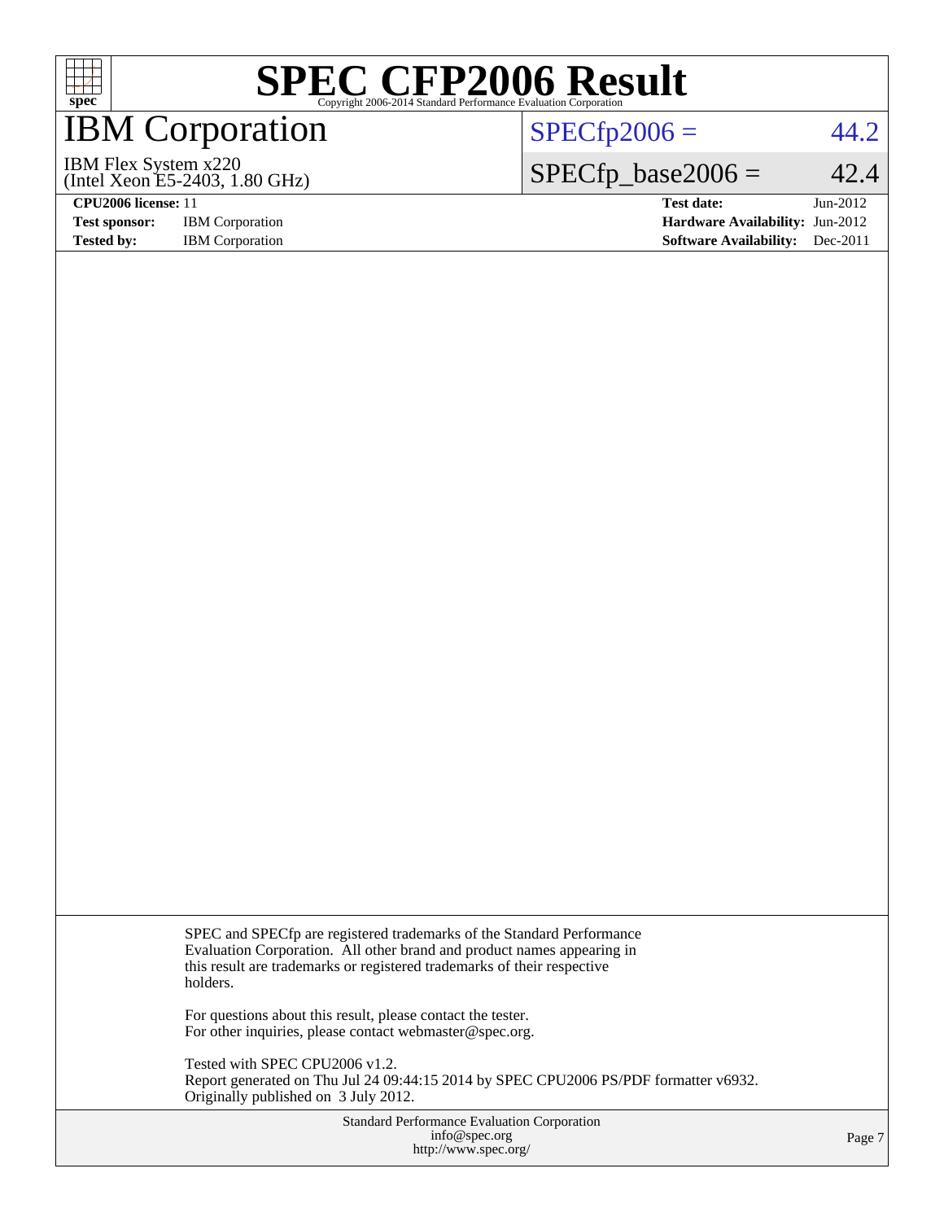# SPEC CFP2006 Result

Copyright 2006-2014 Standard Performance Evaluation Corporation

## IBM Corporation

IBM Flex System x220
(Intel Xeon E5-2403, 1.80 GHz)

SPECfp2006 = 44.2

SPECfp_base2006 = 42.4

**CPU2006 license:** 11
**Test sponsor:** IBM Corporation
**Tested by:** IBM Corporation

**Test date:** Jun-2012
**Hardware Availability:** Jun-2012
**Software Availability:** Dec-2011

SPEC and SPECfp are registered trademarks of the Standard Performance Evaluation Corporation. All other brand and product names appearing in this result are trademarks or registered trademarks of their respective holders.

For questions about this result, please contact the tester.
For other inquiries, please contact webmaster@spec.org.

Tested with SPEC CPU2006 v1.2.
Report generated on Thu Jul 24 09:44:15 2014 by SPEC CPU2006 PS/PDF formatter v6932.
Originally published on 3 July 2012.